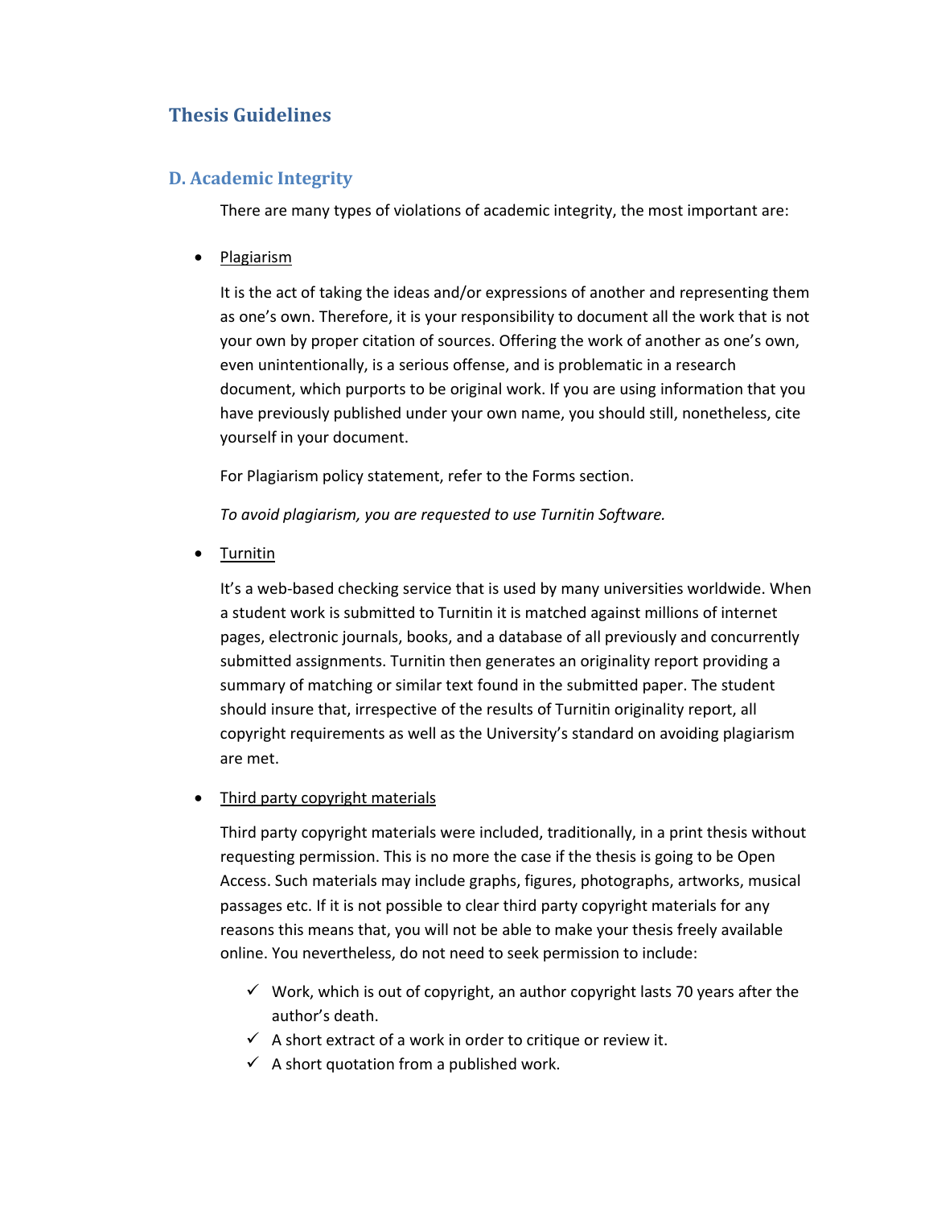# Thesis Guidelines

## D. Academic Integrity

There are many types of violations of academic integrity, the most important are:

- Plagiarism

  It is the act of taking the ideas and/or expressions of another and representing them as one's own. Therefore, it is your responsibility to document all the work that is not your own by proper citation of sources. Offering the work of another as one's own, even unintentionally, is a serious offense, and is problematic in a research document, which purports to be original work. If you are using information that you have previously published under your own name, you should still, nonetheless, cite yourself in your document.

  For Plagiarism policy statement, refer to the Forms section.

  *To avoid plagiarism, you are requested to use Turnitin Software.*

- Turnitin

  It's a web-based checking service that is used by many universities worldwide. When a student work is submitted to Turnitin it is matched against millions of internet pages, electronic journals, books, and a database of all previously and concurrently submitted assignments. Turnitin then generates an originality report providing a summary of matching or similar text found in the submitted paper. The student should insure that, irrespective of the results of Turnitin originality report, all copyright requirements as well as the University's standard on avoiding plagiarism are met.

- Third party copyright materials

  Third party copyright materials were included, traditionally, in a print thesis without requesting permission. This is no more the case if the thesis is going to be Open Access. Such materials may include graphs, figures, photographs, artworks, musical passages etc. If it is not possible to clear third party copyright materials for any reasons this means that, you will not be able to make your thesis freely available online. You nevertheless, do not need to seek permission to include:

  - ✓ Work, which is out of copyright, an author copyright lasts 70 years after the author's death.
  - ✓ A short extract of a work in order to critique or review it.
  - ✓ A short quotation from a published work.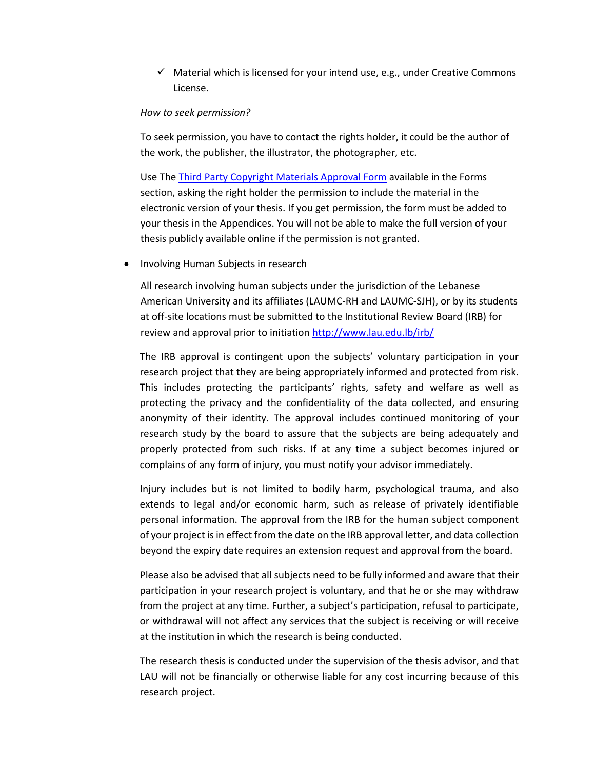- ✓ Material which is licensed for your intend use, e.g., under Creative Commons License.

*How to seek permission?*

To seek permission, you have to contact the rights holder, it could be the author of the work, the publisher, the illustrator, the photographer, etc.

Use The [Third Party Copyright Materials Approval Form]() available in the Forms section, asking the right holder the permission to include the material in the electronic version of your thesis. If you get permission, the form must be added to your thesis in the Appendices. You will not be able to make the full version of your thesis publicly available online if the permission is not granted.

- <u>Involving Human Subjects in research</u>

  All research involving human subjects under the jurisdiction of the Lebanese American University and its affiliates (LAUMC-RH and LAUMC-SJH), or by its students at off-site locations must be submitted to the Institutional Review Board (IRB) for review and approval prior to initiation http://www.lau.edu.lb/irb/

  The IRB approval is contingent upon the subjects' voluntary participation in your research project that they are being appropriately informed and protected from risk. This includes protecting the participants' rights, safety and welfare as well as protecting the privacy and the confidentiality of the data collected, and ensuring anonymity of their identity. The approval includes continued monitoring of your research study by the board to assure that the subjects are being adequately and properly protected from such risks. If at any time a subject becomes injured or complains of any form of injury, you must notify your advisor immediately.

  Injury includes but is not limited to bodily harm, psychological trauma, and also extends to legal and/or economic harm, such as release of privately identifiable personal information. The approval from the IRB for the human subject component of your project is in effect from the date on the IRB approval letter, and data collection beyond the expiry date requires an extension request and approval from the board.

  Please also be advised that all subjects need to be fully informed and aware that their participation in your research project is voluntary, and that he or she may withdraw from the project at any time. Further, a subject's participation, refusal to participate, or withdrawal will not affect any services that the subject is receiving or will receive at the institution in which the research is being conducted.

  The research thesis is conducted under the supervision of the thesis advisor, and that LAU will not be financially or otherwise liable for any cost incurring because of this research project.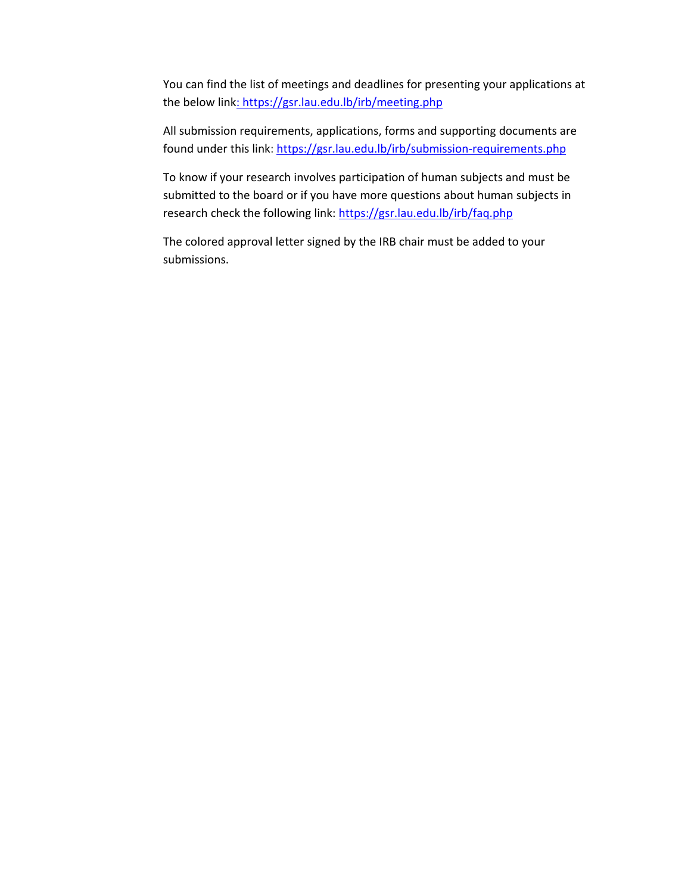You can find the list of meetings and deadlines for presenting your applications at the below link: https://gsr.lau.edu.lb/irb/meeting.php

All submission requirements, applications, forms and supporting documents are found under this link: https://gsr.lau.edu.lb/irb/submission-requirements.php

To know if your research involves participation of human subjects and must be submitted to the board or if you have more questions about human subjects in research check the following link: https://gsr.lau.edu.lb/irb/faq.php

The colored approval letter signed by the IRB chair must be added to your submissions.